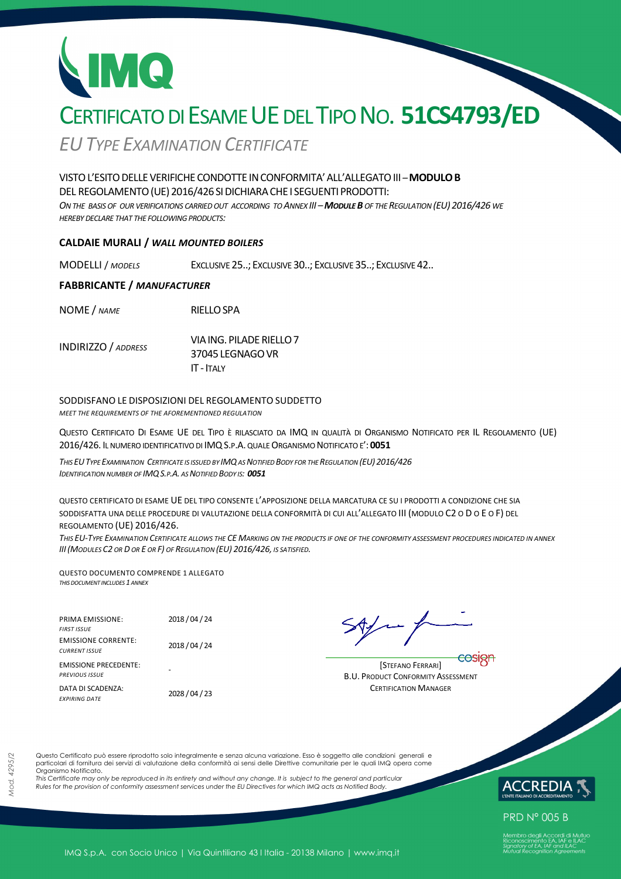# CERTIFICATO DI ESAME UE DEL TIPO NO. **51CS4793/ED**

*EU TYPE EXAMINATION CERTIFICATE*

VISTO L'ESITO DELLE VERIFICHE CONDOTTE IN CONFORMITA' ALL'ALLEGATO III – **MODULO B** DEL REGOLAMENTO (UE) 2016/426 SI DICHIARA CHE I SEGUENTI PRODOTTI:

*ON THE BASIS OF OUR VERIFICATIONS CARRIED OUT ACCORDING TO ANNEX III – **MODULE B** OF THE REGULATION (EU) 2016/426 WE HEREBY DECLARE THAT THE FOLLOWING PRODUCTS:*

**CALDAIE MURALI / *WALL MOUNTED BOILERS***

MODELLI / *MODELS* — EXCLUSIVE 25..; EXCLUSIVE 30..; EXCLUSIVE 35..; EXCLUSIVE 42..

**FABBRICANTE / *MANUFACTURER***

NOME / *NAME* — RIELLO SPA

INDIRIZZO / *ADDRESS* — VIA ING. PILADE RIELLO 7
37045 LEGNAGO VR
IT - ITALY

SODDISFANO LE DISPOSIZIONI DEL REGOLAMENTO SUDDETTO
*MEET THE REQUIREMENTS OF THE AFOREMENTIONED REGULATION*

QUESTO CERTIFICATO DI ESAME UE DEL TIPO È RILASCIATO DA IMQ IN QUALITÀ DI ORGANISMO NOTIFICATO PER IL REGOLAMENTO (UE) 2016/426. IL NUMERO IDENTIFICATIVO DI IMQ S.P.A. QUALE ORGANISMO NOTIFICATO E': **0051**

*THIS EU TYPE EXAMINATION CERTIFICATE IS ISSUED BY IMQ AS NOTIFIED BODY FOR THE REGULATION (EU) 2016/426
IDENTIFICATION NUMBER OF IMQ S.P.A. AS NOTIFIED BODY IS: **0051***

QUESTO CERTIFICATO DI ESAME UE DEL TIPO CONSENTE L'APPOSIZIONE DELLA MARCATURA CE SU I PRODOTTI A CONDIZIONE CHE SIA SODDISFATTA UNA DELLE PROCEDURE DI VALUTAZIONE DELLA CONFORMITÀ DI CUI ALL'ALLEGATO III (MODULO C2 O D O E O F) DEL REGOLAMENTO (UE) 2016/426.

*THIS EU-TYPE EXAMINATION CERTIFICATE ALLOWS THE CE MARKING ON THE PRODUCTS IF ONE OF THE CONFORMITY ASSESSMENT PROCEDURES INDICATED IN ANNEX III (MODULES C2 OR D OR E OR F) OF REGULATION (EU) 2016/426, IS SATISFIED.*

QUESTO DOCUMENTO COMPRENDE 1 ALLEGATO
*THIS DOCUMENT INCLUDES 1 ANNEX*

| | |
|---|---|
| PRIMA EMISSIONE: *FIRST ISSUE* | 2018 / 04 / 24 |
| EMISSIONE CORRENTE: *CURRENT ISSUE* | 2018 / 04 / 24 |
| EMISSIONE PRECEDENTE: *PREVIOUS ISSUE* | - |
| DATA DI SCADENZA: *EXPIRING DATE* | 2028 / 04 / 23 |

[STEFANO FERRARI]
B.U. PRODUCT CONFORMITY ASSESSMENT
CERTIFICATION MANAGER

Questo Certificato può essere riprodotto solo integralmente e senza alcuna variazione. Esso è soggetto alle condizioni generali e particolari di fornitura dei servizi di valutazione della conformità ai sensi delle Direttive comunitarie per le quali IMQ opera come Organismo Notificato.

*This Certificate may only be reproduced in its entirety and without any change. It is subject to the general and particular Rules for the provision of conformity assessment services under the EU Directives for which IMQ acts as Notified Body.*

Mod. 4295/2

ACCREDIA — L'ENTE ITALIANO DI ACCREDITAMENTO
PRD N° 005 B
Membro degli Accordi di Mutuo Riconoscimento EA, IAF e ILAC
*Signatory of EA, IAF and ILAC Mutual Recognition Agreements*

IMQ S.p.A. con Socio Unico | Via Quintiliano 43 I Italia - 20138 Milano | www.imq.it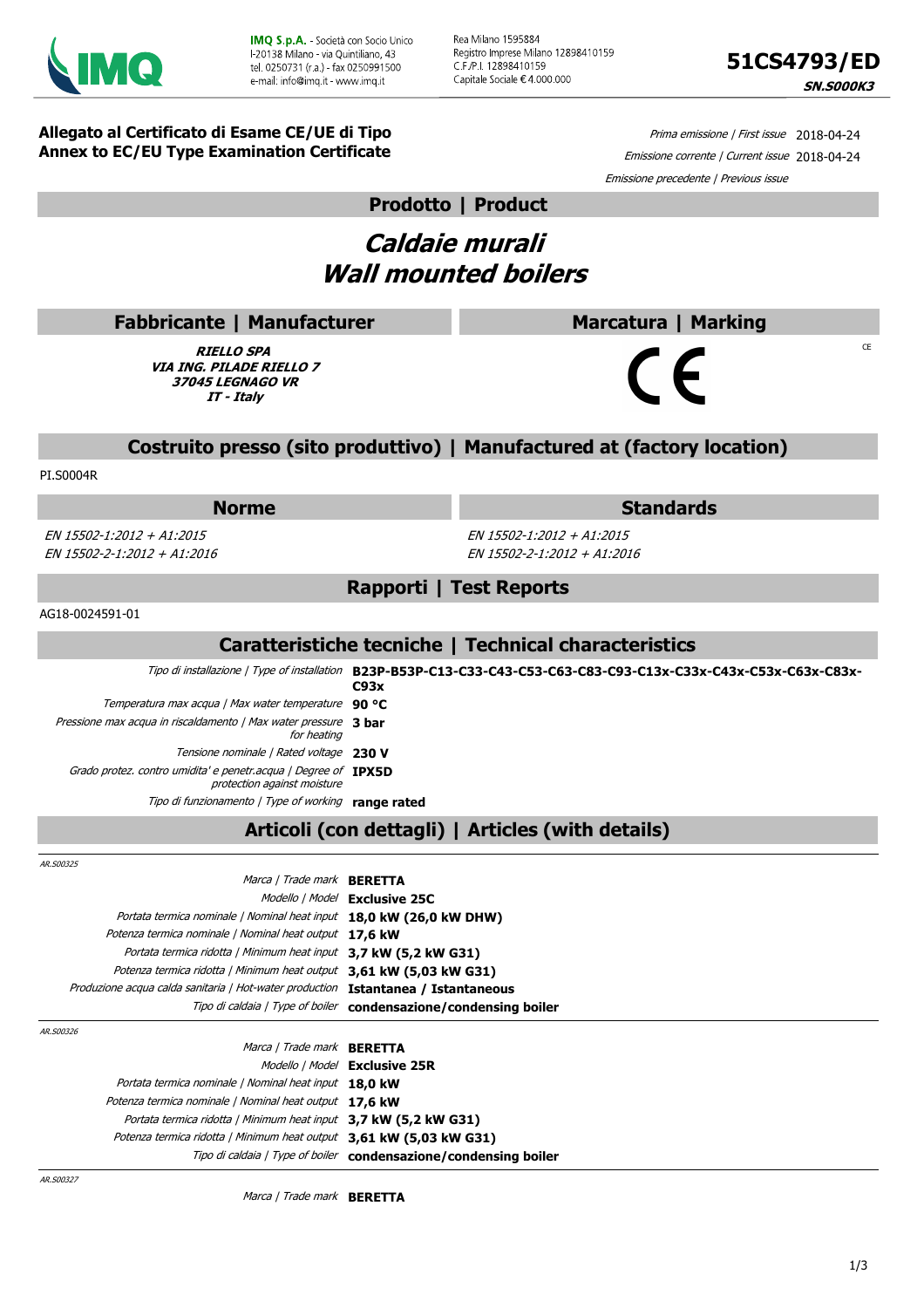**IMQ S.p.A.** - Società con Socio Unico
I-20138 Milano - via Quintiliano, 43
tel. 0250731 (r.a.) - fax 0250991500
e-mail: info@imq.it - www.imq.it

Rea Milano 1595884
Registro Imprese Milano 12898410159
C.F./P.I. 12898410159
Capitale Sociale € 4.000.000

# 51CS4793/ED

***SN.S000K3***

**Allegato al Certificato di Esame CE/UE di Tipo**
**Annex to EC/EU Type Examination Certificate**

*Prima emissione | First issue* 2018-04-24
*Emissione corrente | Current issue* 2018-04-24
*Emissione precedente | Previous issue*

## Prodotto | Product

# *Caldaie murali*
# *Wall mounted boilers*

## Fabbricante | Manufacturer

***RIELLO SPA***
***VIA ING. PILADE RIELLO 7***
***37045 LEGNAGO VR***
***IT - Italy***

## Marcatura | Marking

CE

CE

## Costruito presso (sito produttivo) | Manufactured at (factory location)

PI.S0004R

## Norme | Standards

| Norme | Standards |
|---|---|
| *EN 15502-1:2012 + A1:2015* | *EN 15502-1:2012 + A1:2015* |
| *EN 15502-2-1:2012 + A1:2016* | *EN 15502-2-1:2012 + A1:2016* |

## Rapporti | Test Reports

AG18-0024591-01

## Caratteristiche tecniche | Technical characteristics

| | |
|---|---|
| *Tipo di installazione \| Type of installation* | **B23P-B53P-C13-C33-C43-C53-C63-C83-C93-C13x-C33x-C43x-C53x-C63x-C83x-C93x** |
| *Temperatura max acqua \| Max water temperature* | **90 °C** |
| *Pressione max acqua in riscaldamento \| Max water pressure for heating* | **3 bar** |
| *Tensione nominale \| Rated voltage* | **230 V** |
| *Grado protez. contro umidita' e penetr.acqua \| Degree of protection against moisture* | **IPX5D** |
| *Tipo di funzionamento \| Type of working* | **range rated** |

## Articoli (con dettagli) | Articles (with details)

*AR.S00325*

| | |
|---|---|
| *Marca \| Trade mark* | **BERETTA** |
| *Modello \| Model* | **Exclusive 25C** |
| *Portata termica nominale \| Nominal heat input* | **18,0 kW (26,0 kW DHW)** |
| *Potenza termica nominale \| Nominal heat output* | **17,6 kW** |
| *Portata termica ridotta \| Minimum heat input* | **3,7 kW (5,2 kW G31)** |
| *Potenza termica ridotta \| Minimum heat output* | **3,61 kW (5,03 kW G31)** |
| *Produzione acqua calda sanitaria \| Hot-water production* | **Istantanea / Istantaneous** |
| *Tipo di caldaia \| Type of boiler* | **condensazione/condensing boiler** |

*AR.S00326*

| | |
|---|---|
| *Marca \| Trade mark* | **BERETTA** |
| *Modello \| Model* | **Exclusive 25R** |
| *Portata termica nominale \| Nominal heat input* | **18,0 kW** |
| *Potenza termica nominale \| Nominal heat output* | **17,6 kW** |
| *Portata termica ridotta \| Minimum heat input* | **3,7 kW (5,2 kW G31)** |
| *Potenza termica ridotta \| Minimum heat output* | **3,61 kW (5,03 kW G31)** |
| *Tipo di caldaia \| Type of boiler* | **condensazione/condensing boiler** |

*AR.S00327*

| | |
|---|---|
| *Marca \| Trade mark* | **BERETTA** |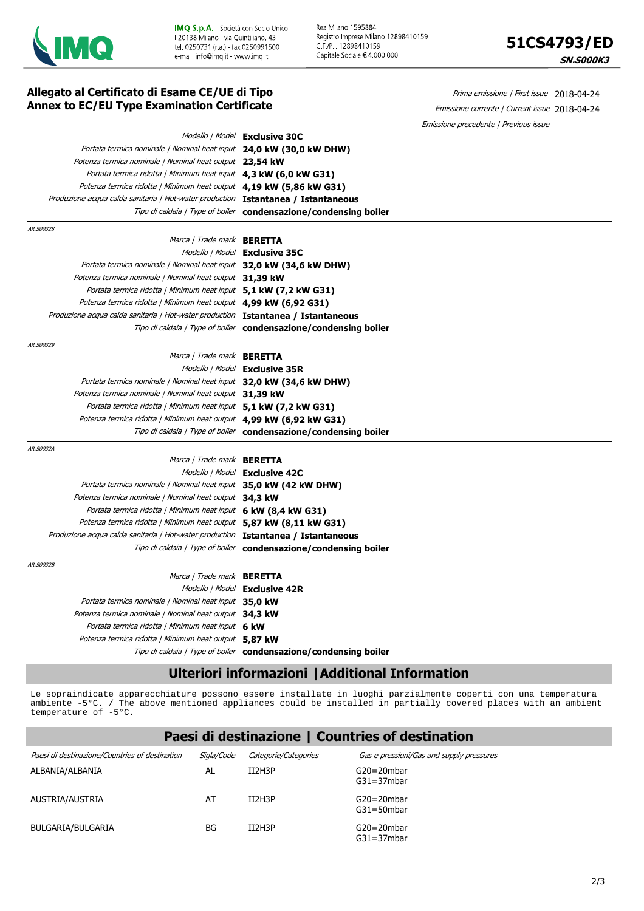**Allegato al Certificato di Esame CE/UE di Tipo**
**Annex to EC/EU Type Examination Certificate**

*Prima emissione | First issue* 2018-04-24
*Emissione corrente | Current issue* 2018-04-24
*Emissione precedente | Previous issue*

| | |
|---|---|
| *Modello \| Model* | **Exclusive 30C** |
| *Portata termica nominale \| Nominal heat input* | **24,0 kW (30,0 kW DHW)** |
| *Potenza termica nominale \| Nominal heat output* | **23,54 kW** |
| *Portata termica ridotta \| Minimum heat input* | **4,3 kW (6,0 kW G31)** |
| *Potenza termica ridotta \| Minimum heat output* | **4,19 kW (5,86 kW G31)** |
| *Produzione acqua calda sanitaria \| Hot-water production* | **Istantanea / Istantaneous** |
| *Tipo di caldaia \| Type of boiler* | **condensazione/condensing boiler** |

*AR.S00328*

| | |
|---|---|
| *Marca \| Trade mark* | **BERETTA** |
| *Modello \| Model* | **Exclusive 35C** |
| *Portata termica nominale \| Nominal heat input* | **32,0 kW (34,6 kW DHW)** |
| *Potenza termica nominale \| Nominal heat output* | **31,39 kW** |
| *Portata termica ridotta \| Minimum heat input* | **5,1 kW (7,2 kW G31)** |
| *Potenza termica ridotta \| Minimum heat output* | **4,99 kW (6,92 G31)** |
| *Produzione acqua calda sanitaria \| Hot-water production* | **Istantanea / Istantaneous** |
| *Tipo di caldaia \| Type of boiler* | **condensazione/condensing boiler** |

*AR.S00329*

| | |
|---|---|
| *Marca \| Trade mark* | **BERETTA** |
| *Modello \| Model* | **Exclusive 35R** |
| *Portata termica nominale \| Nominal heat input* | **32,0 kW (34,6 kW DHW)** |
| *Potenza termica nominale \| Nominal heat output* | **31,39 kW** |
| *Portata termica ridotta \| Minimum heat input* | **5,1 kW (7,2 kW G31)** |
| *Potenza termica ridotta \| Minimum heat output* | **4,99 kW (6,92 kW G31)** |
| *Tipo di caldaia \| Type of boiler* | **condensazione/condensing boiler** |

*AR.S0032A*

| | |
|---|---|
| *Marca \| Trade mark* | **BERETTA** |
| *Modello \| Model* | **Exclusive 42C** |
| *Portata termica nominale \| Nominal heat input* | **35,0 kW (42 kW DHW)** |
| *Potenza termica nominale \| Nominal heat output* | **34,3 kW** |
| *Portata termica ridotta \| Minimum heat input* | **6 kW (8,4 kW G31)** |
| *Potenza termica ridotta \| Minimum heat output* | **5,87 kW (8,11 kW G31)** |
| *Produzione acqua calda sanitaria \| Hot-water production* | **Istantanea / Istantaneous** |
| *Tipo di caldaia \| Type of boiler* | **condensazione/condensing boiler** |

*AR.S0032B*

| | |
|---|---|
| *Marca \| Trade mark* | **BERETTA** |
| *Modello \| Model* | **Exclusive 42R** |
| *Portata termica nominale \| Nominal heat input* | **35,0 kW** |
| *Potenza termica nominale \| Nominal heat output* | **34,3 kW** |
| *Portata termica ridotta \| Minimum heat input* | **6 kW** |
| *Potenza termica ridotta \| Minimum heat output* | **5,87 kW** |
| *Tipo di caldaia \| Type of boiler* | **condensazione/condensing boiler** |

## Ulteriori informazioni | Additional Information

Le sopraindicate apparecchiature possono essere installate in luoghi parzialmente coperti con una temperatura ambiente -5°C. / The above mentioned appliances could be installed in partially covered places with an ambient temperature of -5°C.

## Paesi di destinazione | Countries of destination

| *Paesi di destinazione/Countries of destination* | *Sigla/Code* | *Categorie/Categories* | *Gas e pressioni/Gas and supply pressures* |
|---|---|---|---|
| ALBANIA/ALBANIA | AL | II2H3P | G20=20mbar G31=37mbar |
| AUSTRIA/AUSTRIA | AT | II2H3P | G20=20mbar G31=50mbar |
| BULGARIA/BULGARIA | BG | II2H3P | G20=20mbar G31=37mbar |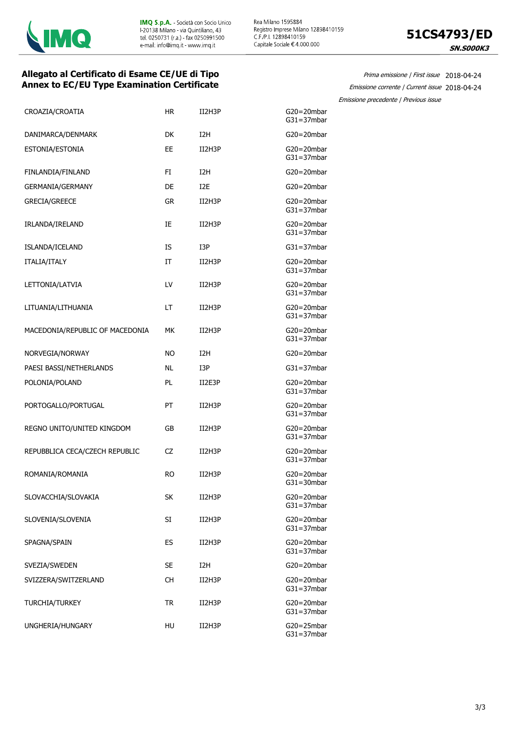**IMQ S.p.A.** - Società con Socio Unico
I-20138 Milano - via Quintiliano, 43
tel. 0250731 (r.a.) - fax 0250991500
e-mail: info@imq.it - www.imq.it

Rea Milano 1595884
Registro Imprese Milano 12898410159
C.F./P.I. 12898410159
Capitale Sociale € 4.000.000

**51CS4793/ED**

***SN.S000K3***

## Allegato al Certificato di Esame CE/UE di Tipo
## Annex to EC/EU Type Examination Certificate

*Prima emissione | First issue* 2018-04-24

*Emissione corrente | Current issue* 2018-04-24

*Emissione precedente | Previous issue*

| | | | |
|---|---|---|---|
| CROAZIA/CROATIA | HR | II2H3P | G20=20mbar<br>G31=37mbar |
| DANIMARCA/DENMARK | DK | I2H | G20=20mbar |
| ESTONIA/ESTONIA | EE | II2H3P | G20=20mbar<br>G31=37mbar |
| FINLANDIA/FINLAND | FI | I2H | G20=20mbar |
| GERMANIA/GERMANY | DE | I2E | G20=20mbar |
| GRECIA/GREECE | GR | II2H3P | G20=20mbar<br>G31=37mbar |
| IRLANDA/IRELAND | IE | II2H3P | G20=20mbar<br>G31=37mbar |
| ISLANDA/ICELAND | IS | I3P | G31=37mbar |
| ITALIA/ITALY | IT | II2H3P | G20=20mbar<br>G31=37mbar |
| LETTONIA/LATVIA | LV | II2H3P | G20=20mbar<br>G31=37mbar |
| LITUANIA/LITHUANIA | LT | II2H3P | G20=20mbar<br>G31=37mbar |
| MACEDONIA/REPUBLIC OF MACEDONIA | MK | II2H3P | G20=20mbar<br>G31=37mbar |
| NORVEGIA/NORWAY | NO | I2H | G20=20mbar |
| PAESI BASSI/NETHERLANDS | NL | I3P | G31=37mbar |
| POLONIA/POLAND | PL | II2E3P | G20=20mbar<br>G31=37mbar |
| PORTOGALLO/PORTUGAL | PT | II2H3P | G20=20mbar<br>G31=37mbar |
| REGNO UNITO/UNITED KINGDOM | GB | II2H3P | G20=20mbar<br>G31=37mbar |
| REPUBBLICA CECA/CZECH REPUBLIC | CZ | II2H3P | G20=20mbar<br>G31=37mbar |
| ROMANIA/ROMANIA | RO | II2H3P | G20=20mbar<br>G31=30mbar |
| SLOVACCHIA/SLOVAKIA | SK | II2H3P | G20=20mbar<br>G31=37mbar |
| SLOVENIA/SLOVENIA | SI | II2H3P | G20=20mbar<br>G31=37mbar |
| SPAGNA/SPAIN | ES | II2H3P | G20=20mbar<br>G31=37mbar |
| SVEZIA/SWEDEN | SE | I2H | G20=20mbar |
| SVIZZERA/SWITZERLAND | CH | II2H3P | G20=20mbar<br>G31=37mbar |
| TURCHIA/TURKEY | TR | II2H3P | G20=20mbar<br>G31=37mbar |
| UNGHERIA/HUNGARY | HU | II2H3P | G20=25mbar<br>G31=37mbar |